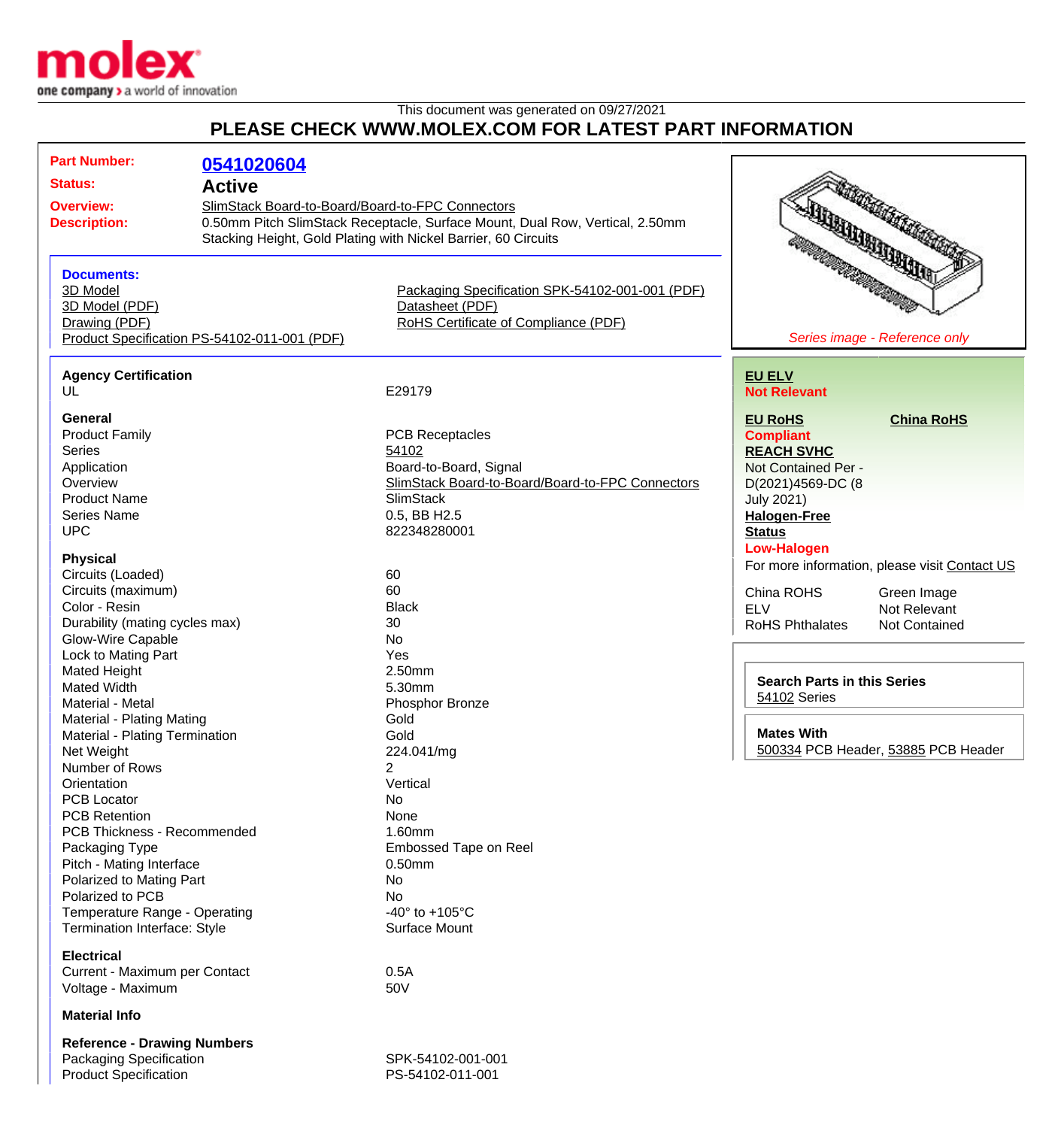This document was generated on 09/27/2021

## PLEASE CHECK WWW.MOLEX.COM FOR LATEST PART INFORMATION

**Part Number:** 0541020604

**Status:** Active

**Overview:** SlimStack Board-to-Board/Board-to-FPC Connectors

**Description:** 0.50mm Pitch SlimStack Receptacle, Surface Mount, Dual Row, Vertical, 2.50mm Stacking Height, Gold Plating with Nickel Barrier, 60 Circuits

### Documents:
- 3D Model
- 3D Model (PDF)
- Drawing (PDF)
- Product Specification PS-54102-011-001 (PDF)
- Packaging Specification SPK-54102-001-001 (PDF)
- Datasheet (PDF)
- RoHS Certificate of Compliance (PDF)

*Series image - Reference only*

**EU ELV**
Not Relevant

**EU RoHS**
Compliant

**China RoHS**

**REACH SVHC**
Not Contained Per - D(2021)4569-DC (8 July 2021)

**Halogen-Free Status**
Low-Halogen

For more information, please visit Contact US

| | |
|---|---|
| China ROHS | Green Image |
| ELV | Not Relevant |
| RoHS Phthalates | Not Contained |

**Search Parts in this Series**
54102 Series

**Mates With**
500334 PCB Header, 53885 PCB Header

### Agency Certification

| | |
|---|---|
| UL | E29179 |

### General

| | |
|---|---|
| Product Family | PCB Receptacles |
| Series | 54102 |
| Application | Board-to-Board, Signal |
| Overview | SlimStack Board-to-Board/Board-to-FPC Connectors |
| Product Name | SlimStack |
| Series Name | 0.5, BB H2.5 |
| UPC | 822348280001 |

### Physical

| | |
|---|---|
| Circuits (Loaded) | 60 |
| Circuits (maximum) | 60 |
| Color - Resin | Black |
| Durability (mating cycles max) | 30 |
| Glow-Wire Capable | No |
| Lock to Mating Part | Yes |
| Mated Height | 2.50mm |
| Mated Width | 5.30mm |
| Material - Metal | Phosphor Bronze |
| Material - Plating Mating | Gold |
| Material - Plating Termination | Gold |
| Net Weight | 224.041/mg |
| Number of Rows | 2 |
| Orientation | Vertical |
| PCB Locator | No |
| PCB Retention | None |
| PCB Thickness - Recommended | 1.60mm |
| Packaging Type | Embossed Tape on Reel |
| Pitch - Mating Interface | 0.50mm |
| Polarized to Mating Part | No |
| Polarized to PCB | No |
| Temperature Range - Operating | -40° to +105°C |
| Termination Interface: Style | Surface Mount |

### Electrical

| | |
|---|---|
| Current - Maximum per Contact | 0.5A |
| Voltage - Maximum | 50V |

### Material Info

### Reference - Drawing Numbers

| | |
|---|---|
| Packaging Specification | SPK-54102-001-001 |
| Product Specification | PS-54102-011-001 |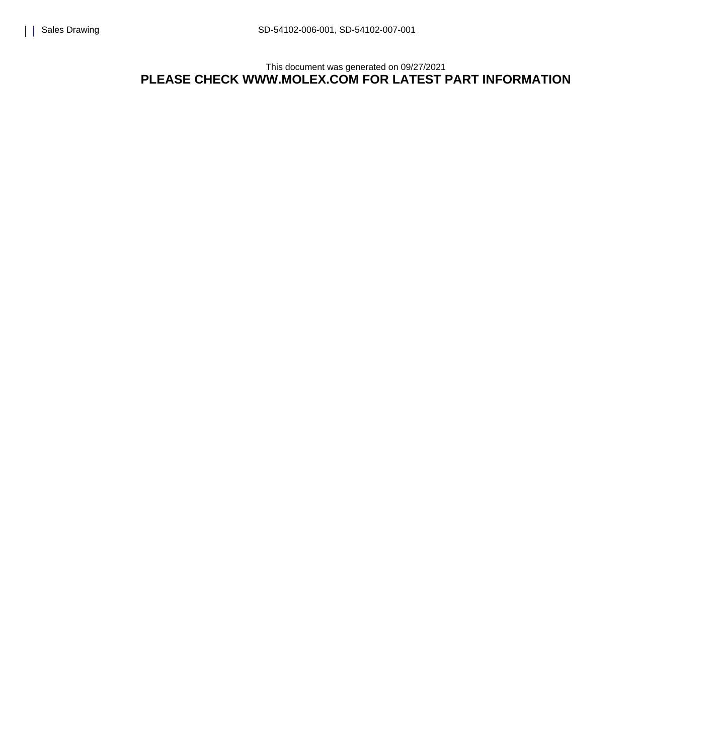Sales Drawing SD-54102-006-001, SD-54102-007-001

This document was generated on 09/27/2021

**PLEASE CHECK WWW.MOLEX.COM FOR LATEST PART INFORMATION**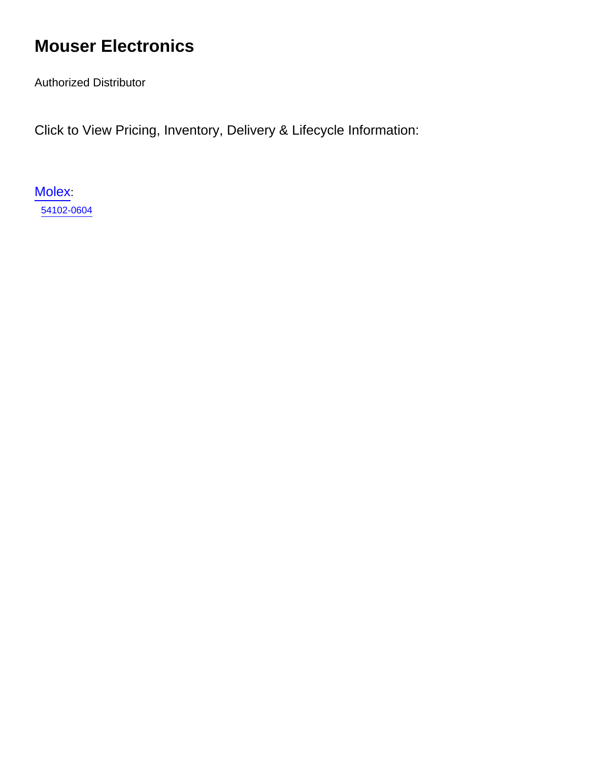# Mouser Electronics

Authorized Distributor

Click to View Pricing, Inventory, Delivery & Lifecycle Information:

Molex:

54102-0604